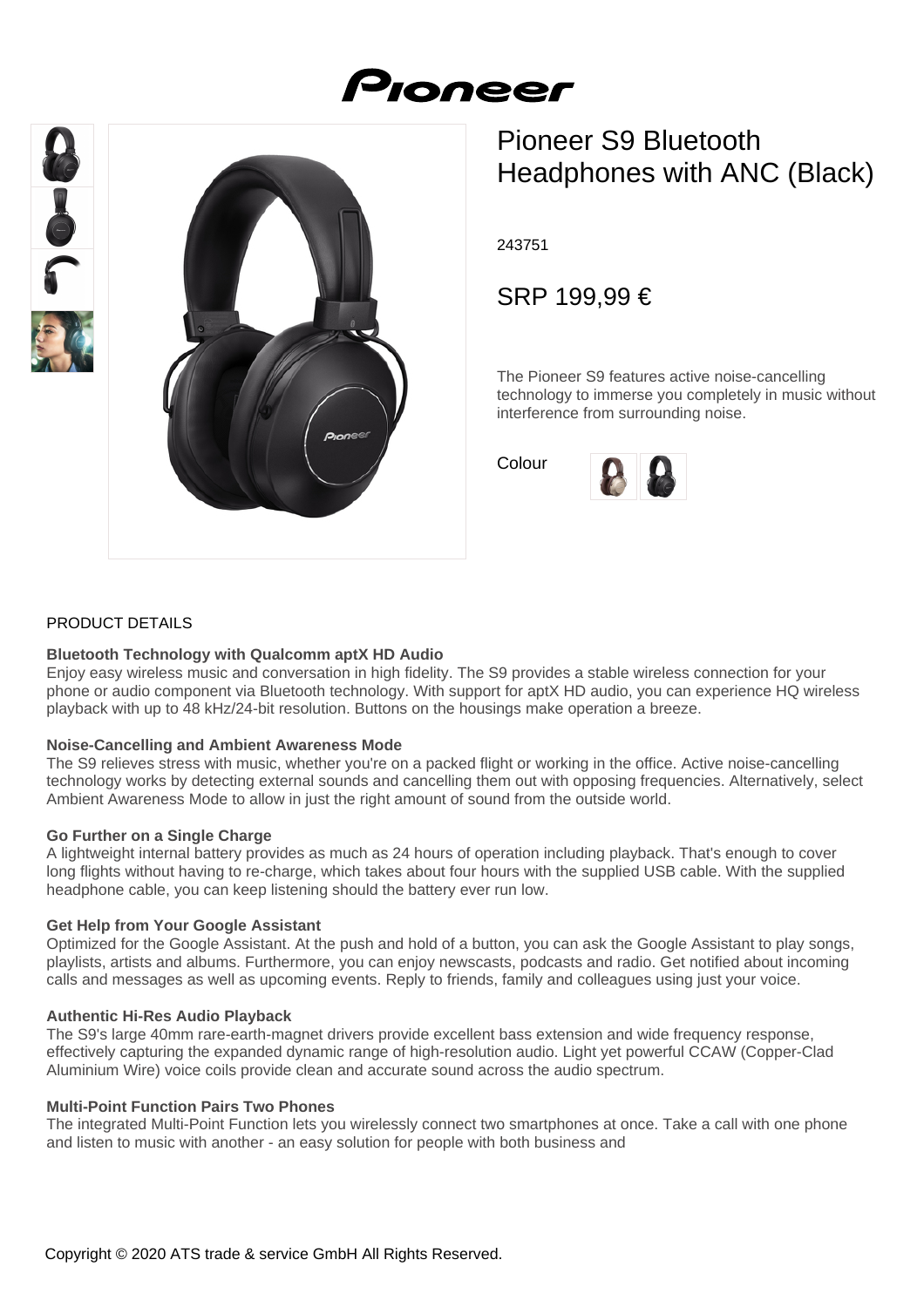# Pioneer S9 Bluetooth Headphones with ANC (Black)

243751

SRP 199,99 €

The Pioneer S9 features active noise-cancelling technology to immerse you completely in music without interference from surrounding noise.

Colour

PRODUCT DETAILS

**Bluetooth Technology with Qualcomm aptX HD Audio**
Enjoy easy wireless music and conversation in high fidelity. The S9 provides a stable wireless connection for your phone or audio component via Bluetooth technology. With support for aptX HD audio, you can experience HQ wireless playback with up to 48 kHz/24-bit resolution. Buttons on the housings make operation a breeze.

**Noise-Cancelling and Ambient Awareness Mode**
The S9 relieves stress with music, whether you're on a packed flight or working in the office. Active noise-cancelling technology works by detecting external sounds and cancelling them out with opposing frequencies. Alternatively, select Ambient Awareness Mode to allow in just the right amount of sound from the outside world.

**Go Further on a Single Charge**
A lightweight internal battery provides as much as 24 hours of operation including playback. That's enough to cover long flights without having to re-charge, which takes about four hours with the supplied USB cable. With the supplied headphone cable, you can keep listening should the battery ever run low.

**Get Help from Your Google Assistant**
Optimized for the Google Assistant. At the push and hold of a button, you can ask the Google Assistant to play songs, playlists, artists and albums. Furthermore, you can enjoy newscasts, podcasts and radio. Get notified about incoming calls and messages as well as upcoming events. Reply to friends, family and colleagues using just your voice.

**Authentic Hi-Res Audio Playback**
The S9's large 40mm rare-earth-magnet drivers provide excellent bass extension and wide frequency response, effectively capturing the expanded dynamic range of high-resolution audio. Light yet powerful CCAW (Copper-Clad Aluminium Wire) voice coils provide clean and accurate sound across the audio spectrum.

**Multi-Point Function Pairs Two Phones**
The integrated Multi-Point Function lets you wirelessly connect two smartphones at once. Take a call with one phone and listen to music with another - an easy solution for people with both business and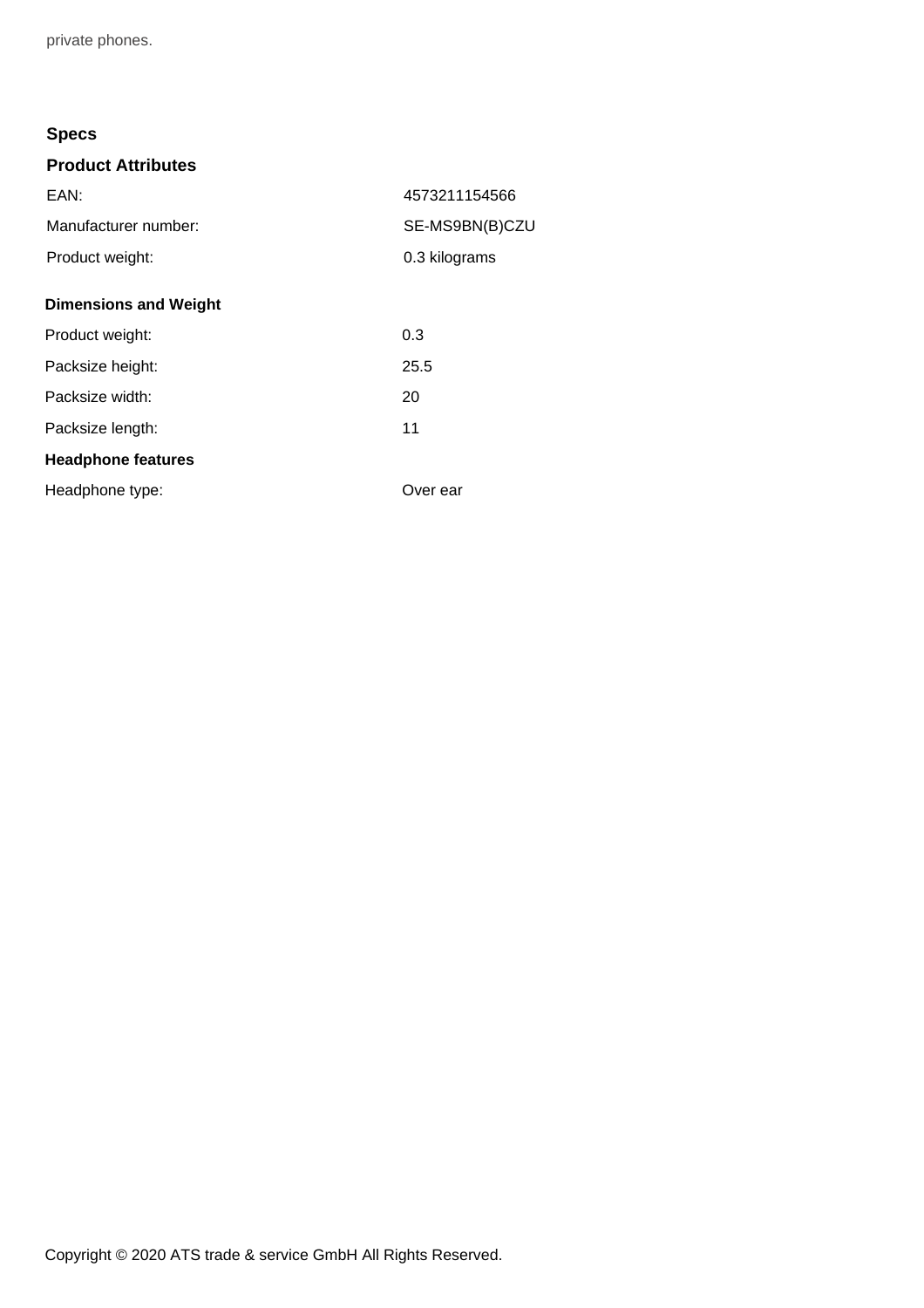private phones.

## Specs

### Product Attributes

| | |
|---|---|
| EAN: | 4573211154566 |
| Manufacturer number: | SE-MS9BN(B)CZU |
| Product weight: | 0.3 kilograms |

### Dimensions and Weight

| | |
|---|---|
| Product weight: | 0.3 |
| Packsize height: | 25.5 |
| Packsize width: | 20 |
| Packsize length: | 11 |

### Headphone features

| | |
|---|---|
| Headphone type: | Over ear |

Copyright © 2020 ATS trade & service GmbH All Rights Reserved.